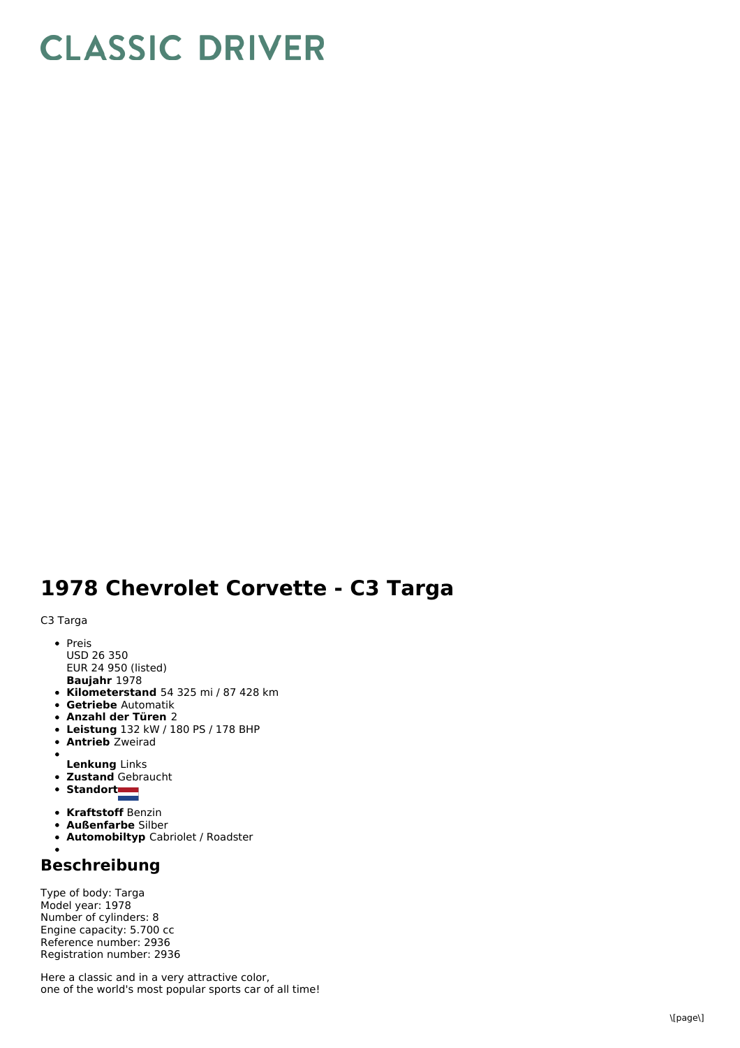# CLASSIC DRIVER

# 1978 Chevrolet Corvette - C3 Targa

C3 Targa

- Preis
  USD 26 350
  EUR 24 950 (listed)
  **Baujahr** 1978
- **Kilometerstand** 54 325 mi / 87 428 km
- **Getriebe** Automatik
- **Anzahl der Türen** 2
- **Leistung** 132 kW / 180 PS / 178 BHP
- **Antrieb** Zweirad
- 
  **Lenkung** Links
- **Zustand** Gebraucht
- **Standort**
- **Kraftstoff** Benzin
- **Außenfarbe** Silber
- **Automobiltyp** Cabriolet / Roadster
- 

## Beschreibung

Type of body: Targa
Model year: 1978
Number of cylinders: 8
Engine capacity: 5.700 cc
Reference number: 2936
Registration number: 2936

Here a classic and in a very attractive color,
one of the world's most popular sports car of all time!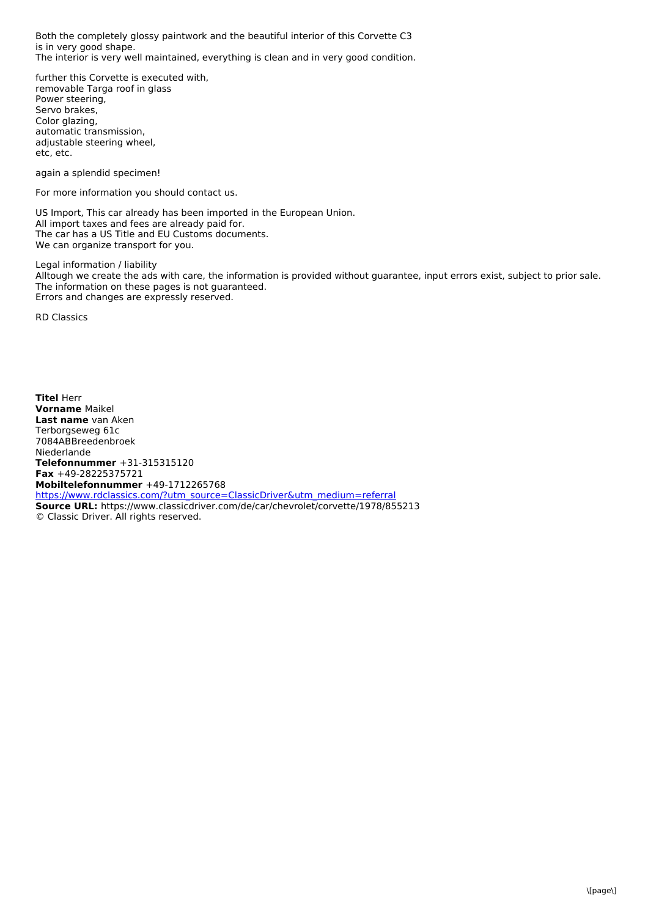Both the completely glossy paintwork and the beautiful interior of this Corvette C3
is in very good shape.
The interior is very well maintained, everything is clean and in very good condition.

further this Corvette is executed with,
removable Targa roof in glass
Power steering,
Servo brakes,
Color glazing,
automatic transmission,
adjustable steering wheel,
etc, etc.

again a splendid specimen!

For more information you should contact us.

US Import, This car already has been imported in the European Union.
All import taxes and fees are already paid for.
The car has a US Title and EU Customs documents.
We can organize transport for you.

Legal information / liability
Alltough we create the ads with care, the information is provided without guarantee, input errors exist, subject to prior sale.
The information on these pages is not guaranteed.
Errors and changes are expressly reserved.

RD Classics

**Titel** Herr
**Vorname** Maikel
**Last name** van Aken
Terborgseweg 61c
7084ABBreedenbroek
Niederlande
**Telefonnummer** +31-315315120
**Fax** +49-28225375721
**Mobiltelefonnummer** +49-1712265768
https://www.rdclassics.com/?utm_source=ClassicDriver&utm_medium=referral
**Source URL:** https://www.classicdriver.com/de/car/chevrolet/corvette/1978/855213
© Classic Driver. All rights reserved.